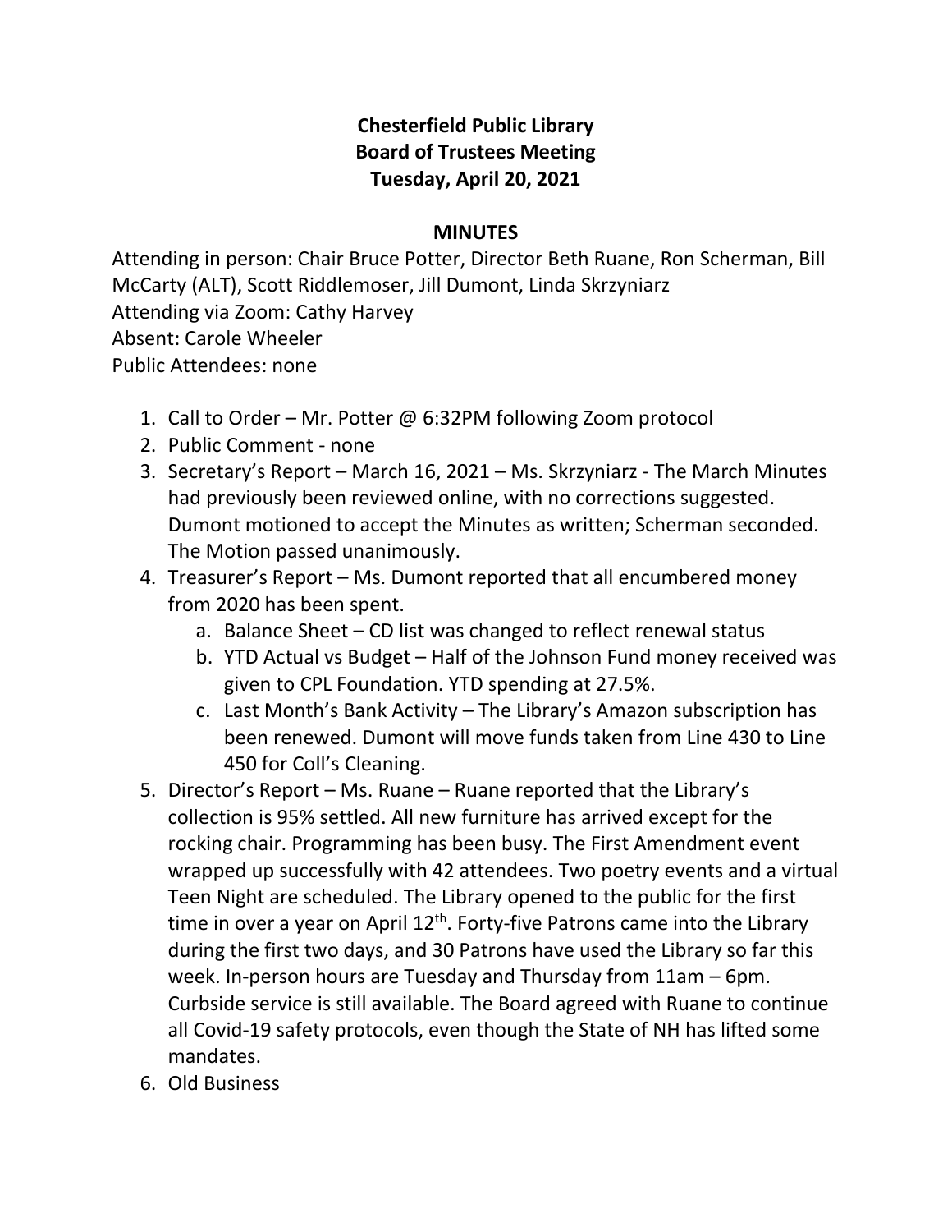**Chesterfield Public Library**
**Board of Trustees Meeting**
**Tuesday, April 20, 2021**

**MINUTES**

Attending in person: Chair Bruce Potter, Director Beth Ruane, Ron Scherman, Bill McCarty (ALT), Scott Riddlemoser, Jill Dumont, Linda Skrzyniarz
Attending via Zoom: Cathy Harvey
Absent: Carole Wheeler
Public Attendees: none

1. Call to Order – Mr. Potter @ 6:32PM following Zoom protocol
2. Public Comment - none
3. Secretary's Report – March 16, 2021 – Ms. Skrzyniarz - The March Minutes had previously been reviewed online, with no corrections suggested. Dumont motioned to accept the Minutes as written; Scherman seconded. The Motion passed unanimously.
4. Treasurer's Report – Ms. Dumont reported that all encumbered money from 2020 has been spent.
    a. Balance Sheet – CD list was changed to reflect renewal status
    b. YTD Actual vs Budget – Half of the Johnson Fund money received was given to CPL Foundation. YTD spending at 27.5%.
    c. Last Month's Bank Activity – The Library's Amazon subscription has been renewed. Dumont will move funds taken from Line 430 to Line 450 for Coll's Cleaning.
5. Director's Report – Ms. Ruane – Ruane reported that the Library's collection is 95% settled. All new furniture has arrived except for the rocking chair. Programming has been busy. The First Amendment event wrapped up successfully with 42 attendees. Two poetry events and a virtual Teen Night are scheduled. The Library opened to the public for the first time in over a year on April 12th. Forty-five Patrons came into the Library during the first two days, and 30 Patrons have used the Library so far this week. In-person hours are Tuesday and Thursday from 11am – 6pm. Curbside service is still available. The Board agreed with Ruane to continue all Covid-19 safety protocols, even though the State of NH has lifted some mandates.
6. Old Business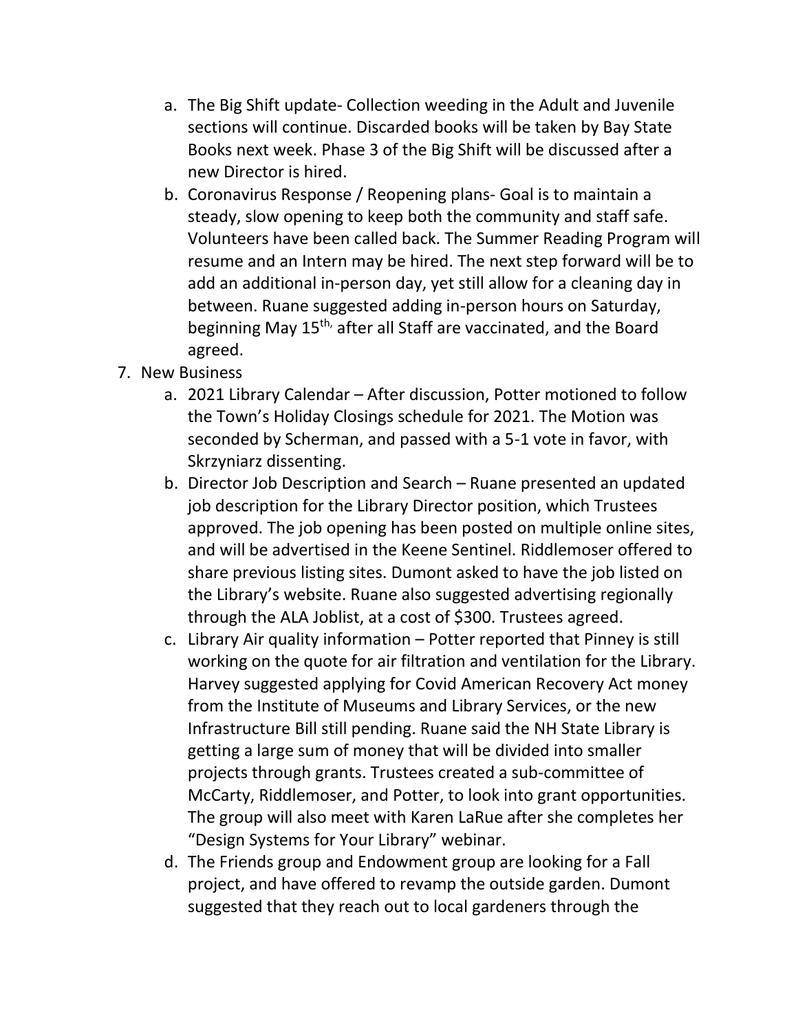a. The Big Shift update- Collection weeding in the Adult and Juvenile sections will continue. Discarded books will be taken by Bay State Books next week. Phase 3 of the Big Shift will be discussed after a new Director is hired.
b. Coronavirus Response / Reopening plans- Goal is to maintain a steady, slow opening to keep both the community and staff safe. Volunteers have been called back. The Summer Reading Program will resume and an Intern may be hired. The next step forward will be to add an additional in-person day, yet still allow for a cleaning day in between. Ruane suggested adding in-person hours on Saturday, beginning May 15th, after all Staff are vaccinated, and the Board agreed.

7. New Business
   a. 2021 Library Calendar – After discussion, Potter motioned to follow the Town's Holiday Closings schedule for 2021. The Motion was seconded by Scherman, and passed with a 5-1 vote in favor, with Skrzyniarz dissenting.
   b. Director Job Description and Search – Ruane presented an updated job description for the Library Director position, which Trustees approved. The job opening has been posted on multiple online sites, and will be advertised in the Keene Sentinel. Riddlemoser offered to share previous listing sites. Dumont asked to have the job listed on the Library's website. Ruane also suggested advertising regionally through the ALA Joblist, at a cost of $300. Trustees agreed.
   c. Library Air quality information – Potter reported that Pinney is still working on the quote for air filtration and ventilation for the Library. Harvey suggested applying for Covid American Recovery Act money from the Institute of Museums and Library Services, or the new Infrastructure Bill still pending. Ruane said the NH State Library is getting a large sum of money that will be divided into smaller projects through grants. Trustees created a sub-committee of McCarty, Riddlemoser, and Potter, to look into grant opportunities. The group will also meet with Karen LaRue after she completes her "Design Systems for Your Library" webinar.
   d. The Friends group and Endowment group are looking for a Fall project, and have offered to revamp the outside garden. Dumont suggested that they reach out to local gardeners through the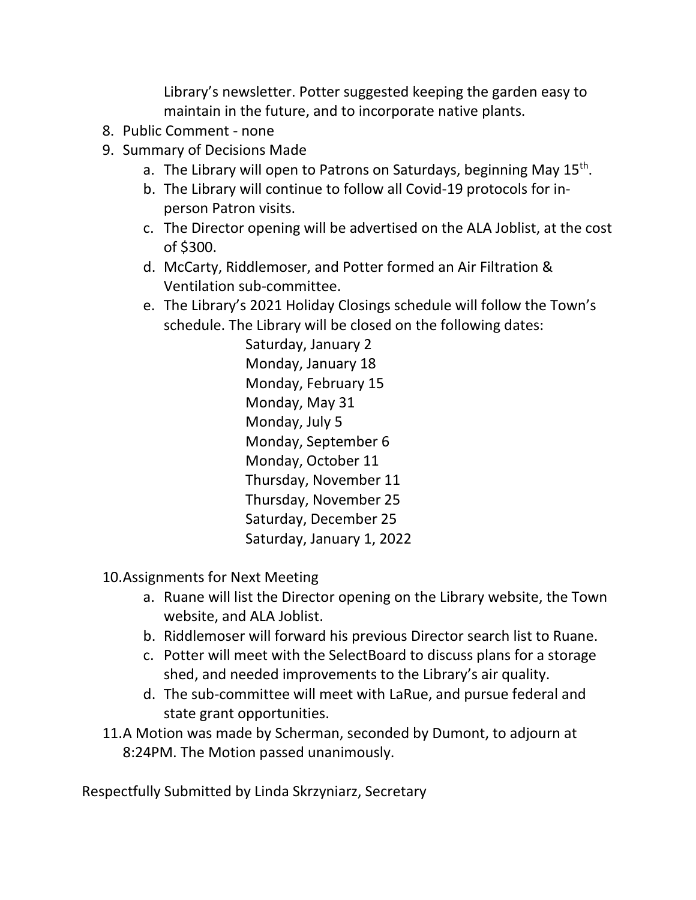Library's newsletter. Potter suggested keeping the garden easy to maintain in the future, and to incorporate native plants.

8. Public Comment - none
9. Summary of Decisions Made
    a. The Library will open to Patrons on Saturdays, beginning May 15th.
    b. The Library will continue to follow all Covid-19 protocols for in-person Patron visits.
    c. The Director opening will be advertised on the ALA Joblist, at the cost of $300.
    d. McCarty, Riddlemoser, and Potter formed an Air Filtration & Ventilation sub-committee.
    e. The Library's 2021 Holiday Closings schedule will follow the Town's schedule. The Library will be closed on the following dates:

        Saturday, January 2
        Monday, January 18
        Monday, February 15
        Monday, May 31
        Monday, July 5
        Monday, September 6
        Monday, October 11
        Thursday, November 11
        Thursday, November 25
        Saturday, December 25
        Saturday, January 1, 2022

10. Assignments for Next Meeting
    a. Ruane will list the Director opening on the Library website, the Town website, and ALA Joblist.
    b. Riddlemoser will forward his previous Director search list to Ruane.
    c. Potter will meet with the SelectBoard to discuss plans for a storage shed, and needed improvements to the Library's air quality.
    d. The sub-committee will meet with LaRue, and pursue federal and state grant opportunities.
11. A Motion was made by Scherman, seconded by Dumont, to adjourn at 8:24PM. The Motion passed unanimously.

Respectfully Submitted by Linda Skrzyniarz, Secretary